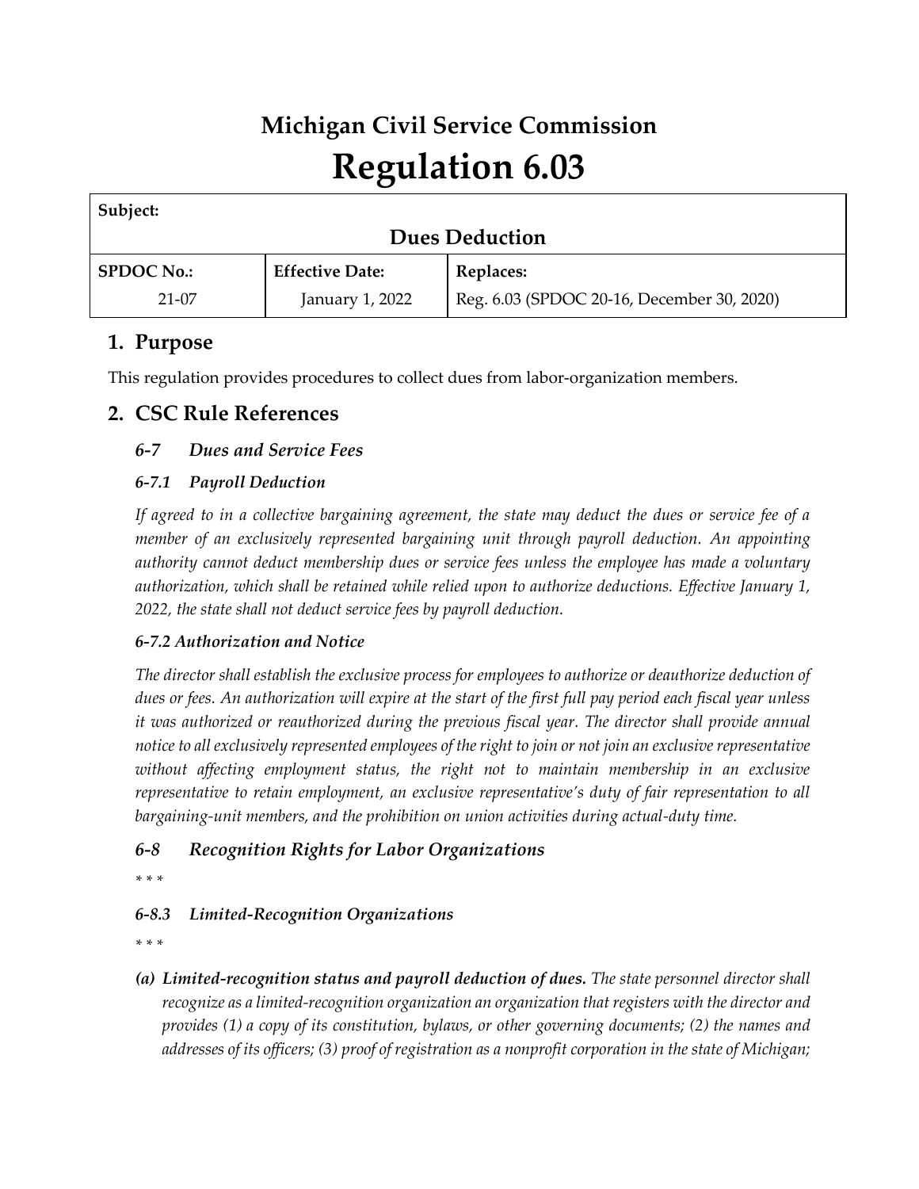# Michigan Civil Service Commission

# Regulation 6.03

| Subject: | | |
|---|---|---|
| **Dues Deduction** | | |
| **SPDOC No.:** | **Effective Date:** | **Replaces:** |
| 21-07 | January 1, 2022 | Reg. 6.03 (SPDOC 20-16, December 30, 2020) |

## 1. Purpose

This regulation provides procedures to collect dues from labor-organization members.

## 2. CSC Rule References

### *6-7 Dues and Service Fees*

#### *6-7.1 Payroll Deduction*

*If agreed to in a collective bargaining agreement, the state may deduct the dues or service fee of a member of an exclusively represented bargaining unit through payroll deduction. An appointing authority cannot deduct membership dues or service fees unless the employee has made a voluntary authorization, which shall be retained while relied upon to authorize deductions. Effective January 1, 2022, the state shall not deduct service fees by payroll deduction.*

#### *6-7.2 Authorization and Notice*

*The director shall establish the exclusive process for employees to authorize or deauthorize deduction of dues or fees. An authorization will expire at the start of the first full pay period each fiscal year unless it was authorized or reauthorized during the previous fiscal year. The director shall provide annual notice to all exclusively represented employees of the right to join or not join an exclusive representative without affecting employment status, the right not to maintain membership in an exclusive representative to retain employment, an exclusive representative's duty of fair representation to all bargaining-unit members, and the prohibition on union activities during actual-duty time.*

### *6-8 Recognition Rights for Labor Organizations*

*\* \* \**

#### *6-8.3 Limited-Recognition Organizations*

*\* \* \**

*(a)* ***Limited-recognition status and payroll deduction of dues.*** *The state personnel director shall recognize as a limited-recognition organization an organization that registers with the director and provides (1) a copy of its constitution, bylaws, or other governing documents; (2) the names and addresses of its officers; (3) proof of registration as a nonprofit corporation in the state of Michigan;*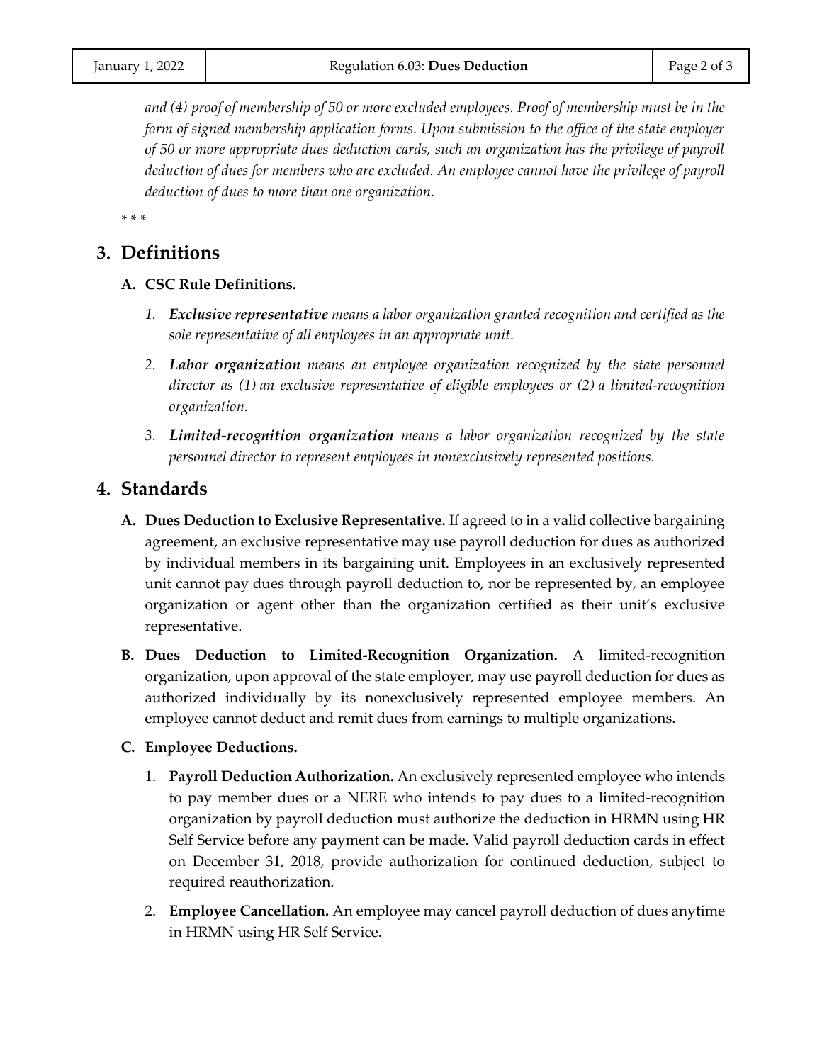*and (4) proof of membership of 50 or more excluded employees. Proof of membership must be in the form of signed membership application forms. Upon submission to the office of the state employer of 50 or more appropriate dues deduction cards, such an organization has the privilege of payroll deduction of dues for members who are excluded. An employee cannot have the privilege of payroll deduction of dues to more than one organization.*

\* \* \*

## 3. Definitions

### A. CSC Rule Definitions.

1. ***Exclusive representative*** *means a labor organization granted recognition and certified as the sole representative of all employees in an appropriate unit.*
2. ***Labor organization*** *means an employee organization recognized by the state personnel director as (1) an exclusive representative of eligible employees or (2) a limited-recognition organization.*
3. ***Limited-recognition organization*** *means a labor organization recognized by the state personnel director to represent employees in nonexclusively represented positions.*

## 4. Standards

**A. Dues Deduction to Exclusive Representative.** If agreed to in a valid collective bargaining agreement, an exclusive representative may use payroll deduction for dues as authorized by individual members in its bargaining unit. Employees in an exclusively represented unit cannot pay dues through payroll deduction to, nor be represented by, an employee organization or agent other than the organization certified as their unit's exclusive representative.

**B. Dues Deduction to Limited-Recognition Organization.** A limited-recognition organization, upon approval of the state employer, may use payroll deduction for dues as authorized individually by its nonexclusively represented employee members. An employee cannot deduct and remit dues from earnings to multiple organizations.

**C. Employee Deductions.**

1. **Payroll Deduction Authorization.** An exclusively represented employee who intends to pay member dues or a NERE who intends to pay dues to a limited-recognition organization by payroll deduction must authorize the deduction in HRMN using HR Self Service before any payment can be made. Valid payroll deduction cards in effect on December 31, 2018, provide authorization for continued deduction, subject to required reauthorization.
2. **Employee Cancellation.** An employee may cancel payroll deduction of dues anytime in HRMN using HR Self Service.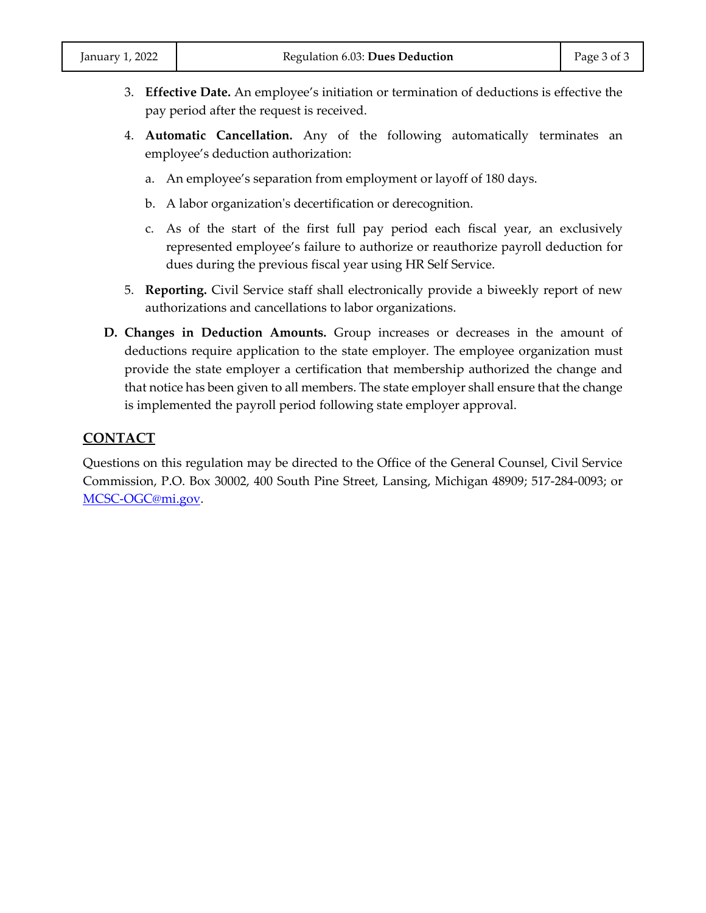3. **Effective Date.** An employee's initiation or termination of deductions is effective the pay period after the request is received.

4. **Automatic Cancellation.** Any of the following automatically terminates an employee's deduction authorization:

   a. An employee's separation from employment or layoff of 180 days.

   b. A labor organization's decertification or derecognition.

   c. As of the start of the first full pay period each fiscal year, an exclusively represented employee's failure to authorize or reauthorize payroll deduction for dues during the previous fiscal year using HR Self Service.

5. **Reporting.** Civil Service staff shall electronically provide a biweekly report of new authorizations and cancellations to labor organizations.

**D. Changes in Deduction Amounts.** Group increases or decreases in the amount of deductions require application to the state employer. The employee organization must provide the state employer a certification that membership authorized the change and that notice has been given to all members. The state employer shall ensure that the change is implemented the payroll period following state employer approval.

## CONTACT

Questions on this regulation may be directed to the Office of the General Counsel, Civil Service Commission, P.O. Box 30002, 400 South Pine Street, Lansing, Michigan 48909; 517-284-0093; or MCSC-OGC@mi.gov.